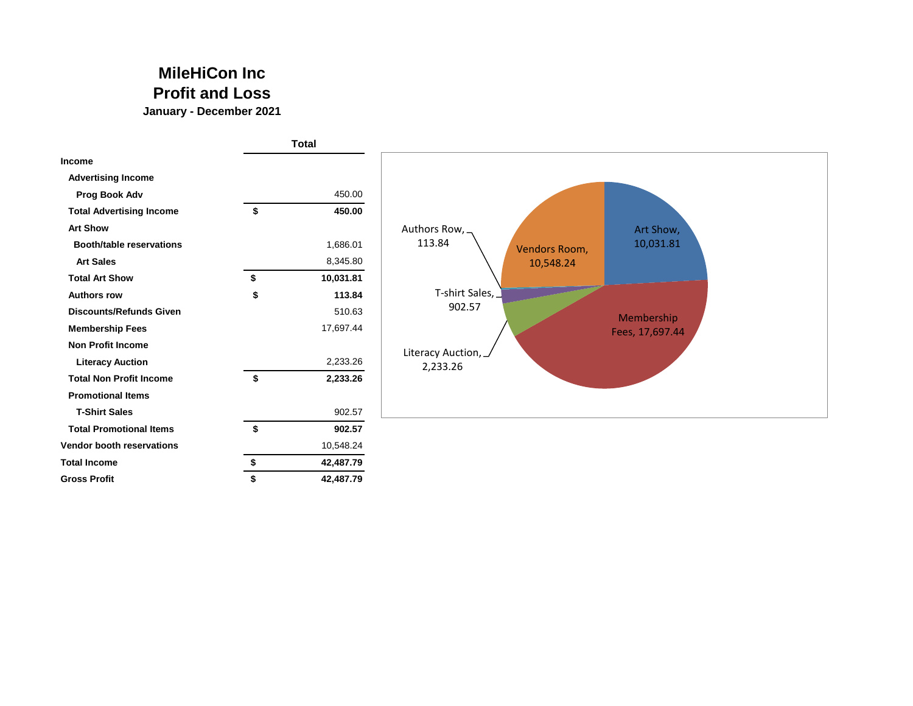# MileHiCon Inc
# Profit and Loss
### January - December 2021

| | Total |
|---|---|
| **Income** | |
| **Advertising Income** | |
| **Prog Book Adv** | 450.00 |
| **Total Advertising Income** | **$ 450.00** |
| **Art Show** | |
| **Booth/table reservations** | 1,686.01 |
| **Art Sales** | 8,345.80 |
| **Total Art Show** | **$ 10,031.81** |
| **Authors row** | **$ 113.84** |
| **Discounts/Refunds Given** | 510.63 |
| **Membership Fees** | 17,697.44 |
| **Non Profit Income** | |
| **Literacy Auction** | 2,233.26 |
| **Total Non Profit Income** | **$ 2,233.26** |
| **Promotional Items** | |
| **T-Shirt Sales** | 902.57 |
| **Total Promotional Items** | **$ 902.57** |
| **Vendor booth reservations** | 10,548.24 |
| **Total Income** | **$ 42,487.79** |
| **Gross Profit** | **$ 42,487.79** |

Art Show, 10,031.81
Membership Fees, 17,697.44
Literacy Auction, 2,233.26
T-shirt Sales, 902.57
Authors Row, 113.84
Vendors Room, 10,548.24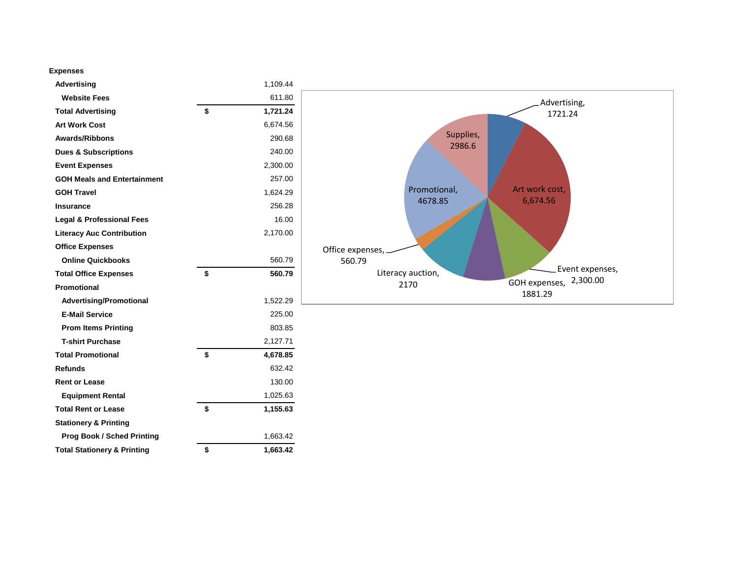**Expenses**

| Item | | Amount |
|---|---|---|
| **Advertising** | | 1,109.44 |
| **Website Fees** | | 611.80 |
| **Total Advertising** | **$** | **1,721.24** |
| **Art Work Cost** | | 6,674.56 |
| **Awards/Ribbons** | | 290.68 |
| **Dues & Subscriptions** | | 240.00 |
| **Event Expenses** | | 2,300.00 |
| **GOH Meals and Entertainment** | | 257.00 |
| **GOH Travel** | | 1,624.29 |
| **Insurance** | | 256.28 |
| **Legal & Professional Fees** | | 16.00 |
| **Literacy Auc Contribution** | | 2,170.00 |
| **Office Expenses** | | |
| **Online Quickbooks** | | 560.79 |
| **Total Office Expenses** | **$** | **560.79** |
| **Promotional** | | |
| **Advertising/Promotional** | | 1,522.29 |
| **E-Mail Service** | | 225.00 |
| **Prom Items Printing** | | 803.85 |
| **T-shirt Purchase** | | 2,127.71 |
| **Total Promotional** | **$** | **4,678.85** |
| **Refunds** | | 632.42 |
| **Rent or Lease** | | 130.00 |
| **Equipment Rental** | | 1,025.63 |
| **Total Rent or Lease** | **$** | **1,155.63** |
| **Stationery & Printing** | | |
| **Prog Book / Sched Printing** | | 1,663.42 |
| **Total Stationery & Printing** | **$** | **1,663.42** |

Advertising, 1721.24

Art work cost, 6,674.56

Event expenses, 2,300.00

GOH expenses, 1881.29

Literacy auction, 2170

Office expenses, 560.79

Promotional, 4678.85

Supplies, 2986.6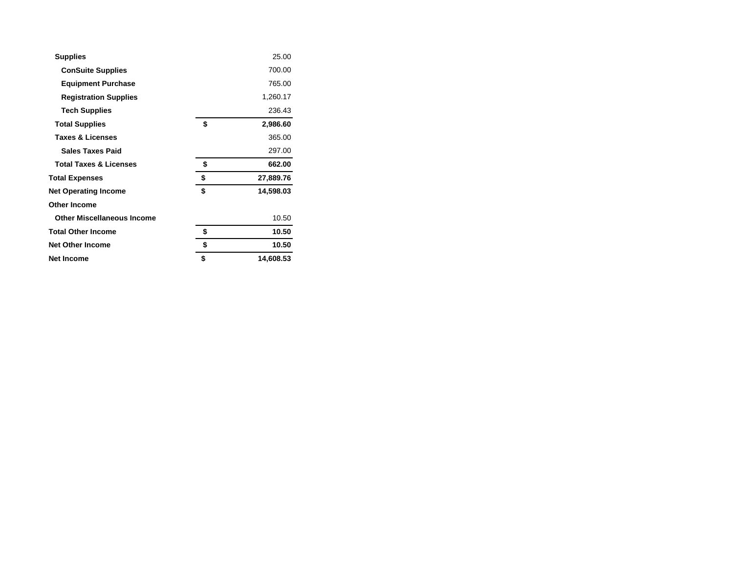| | | |
|---|---|---|
| **Supplies** | | 25.00 |
| **ConSuite Supplies** | | 700.00 |
| **Equipment Purchase** | | 765.00 |
| **Registration Supplies** | | 1,260.17 |
| **Tech Supplies** | | 236.43 |
| **Total Supplies** | **$** | **2,986.60** |
| **Taxes & Licenses** | | 365.00 |
| **Sales Taxes Paid** | | 297.00 |
| **Total Taxes & Licenses** | **$** | **662.00** |
| **Total Expenses** | **$** | **27,889.76** |
| **Net Operating Income** | **$** | **14,598.03** |
| **Other Income** | | |
| **Other Miscellaneous Income** | | 10.50 |
| **Total Other Income** | **$** | **10.50** |
| **Net Other Income** | **$** | **10.50** |
| **Net Income** | **$** | **14,608.53** |